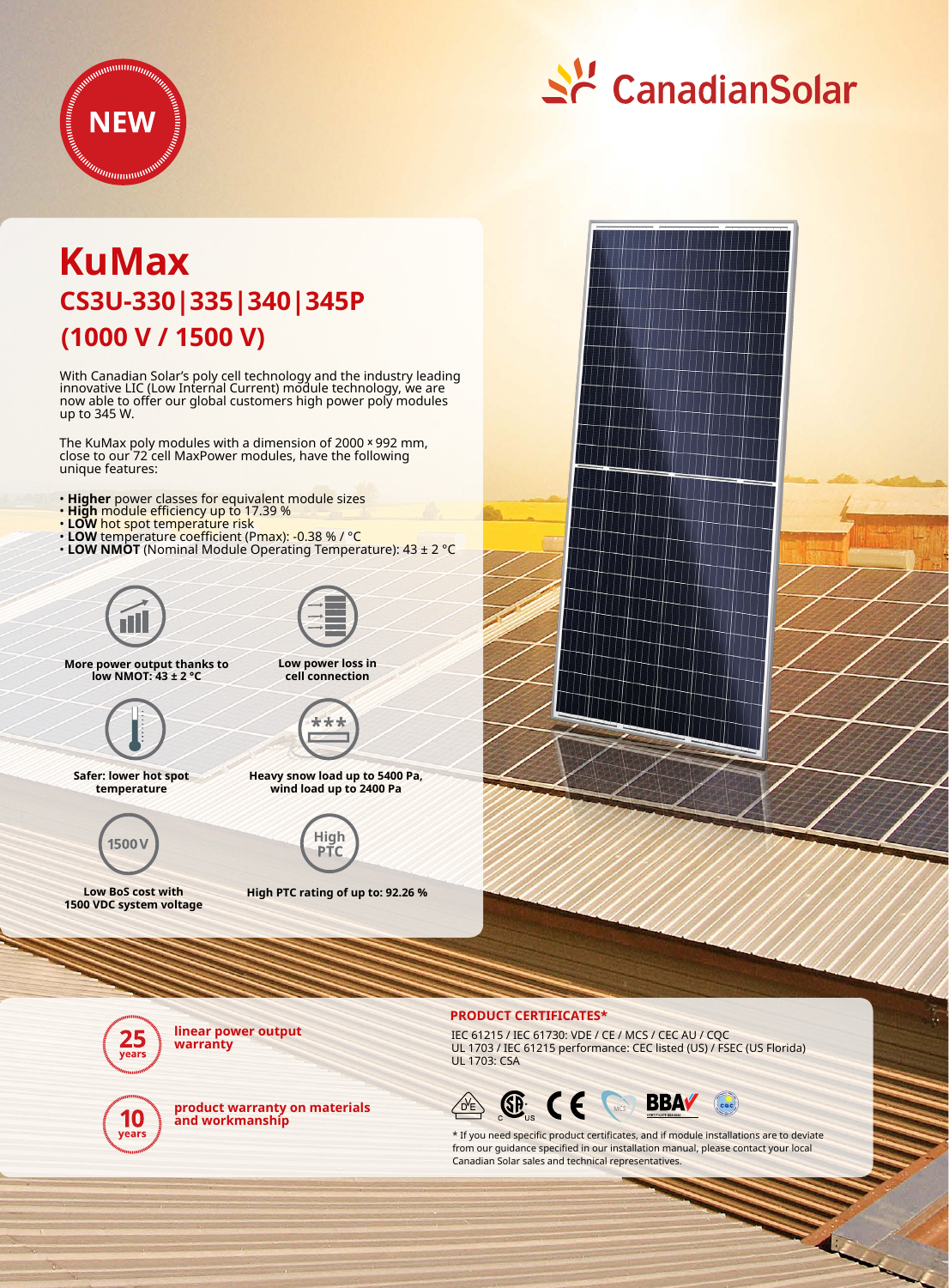NEW

CanadianSolar

# KuMax

## CS3U-330|335|340|345P (1000 V / 1500 V)

With Canadian Solar's poly cell technology and the industry leading innovative LIC (Low Internal Current) module technology, we are now able to offer our global customers high power poly modules up to 345 W.

The KuMax poly modules with a dimension of 2000 × 992 mm, close to our 72 cell MaxPower modules, have the following unique features:

- **Higher** power classes for equivalent module sizes
- **High** module efficiency up to 17.39 %
- **LOW** hot spot temperature risk
- **LOW** temperature coefficient (Pmax): -0.38 % / °C
- **LOW NMOT** (Nominal Module Operating Temperature): 43 ± 2 °C

**More power output thanks to low NMOT: 43 ± 2 °C**

**Low power loss in cell connection**

**Safer: lower hot spot temperature**

**Heavy snow load up to 5400 Pa, wind load up to 2400 Pa**

1500 V

**Low BoS cost with 1500 VDC system voltage**

High PTC

**High PTC rating of up to: 92.26 %**

**25 years** linear power output warranty

**10 years** product warranty on materials and workmanship

### PRODUCT CERTIFICATES*

IEC 61215 / IEC 61730: VDE / CE / MCS / CEC AU / CQC
UL 1703 / IEC 61215 performance: CEC listed (US) / FSEC (US Florida)
UL 1703: CSA

* If you need specific product certificates, and if module installations are to deviate from our guidance specified in our installation manual, please contact your local Canadian Solar sales and technical representatives.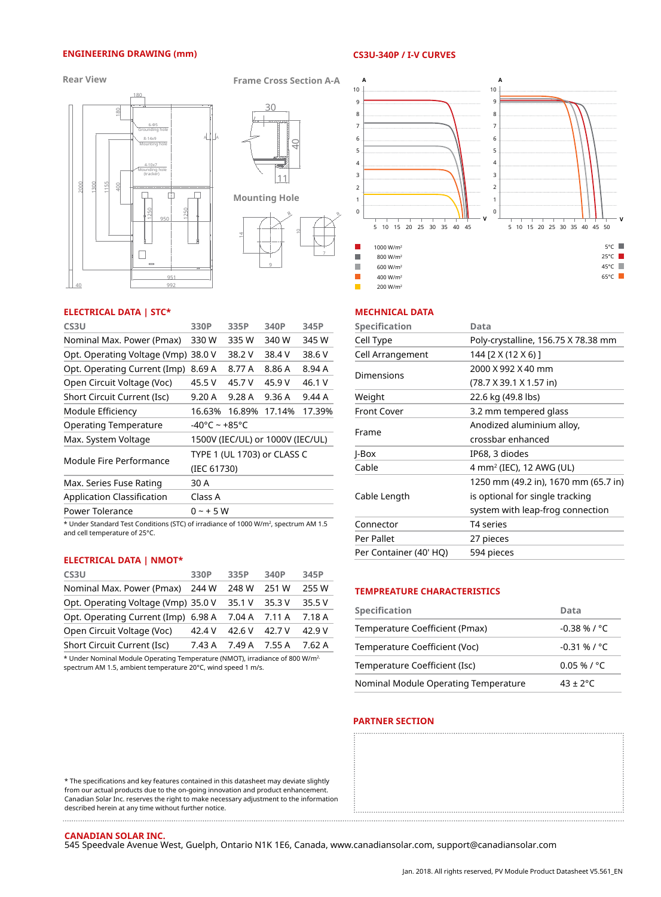## ENGINEERING DRAWING (mm)

Rear View

180
180
6-Φ5 Grounding hole
8-14x9 Mounting hole
4-10x7 Mounting hole (tracker)
2000
1300
1155
400
1250
950
1250
951
992
40
A
A

Frame Cross Section A-A

30
40
11

Mounting Hole

14
9
10
7

## CS3U-340P / I-V CURVES

A
10 9 8 7 6 5 4 3 2 1 0
5 10 15 20 25 30 35 40 45
V

A
10 9 8 7 6 5 4 3 2 1 0
5 10 15 20 25 30 35 40 45 50
V

1000 W/m²
800 W/m²
600 W/m²
400 W/m²
200 W/m²

5°C
25°C
45°C
65°C

## ELECTRICAL DATA | STC*

| CS3U | 330P | 335P | 340P | 345P |
|---|---|---|---|---|
| Nominal Max. Power (Pmax) | 330 W | 335 W | 340 W | 345 W |
| Opt. Operating Voltage (Vmp) | 38.0 V | 38.2 V | 38.4 V | 38.6 V |
| Opt. Operating Current (Imp) | 8.69 A | 8.77 A | 8.86 A | 8.94 A |
| Open Circuit Voltage (Voc) | 45.5 V | 45.7 V | 45.9 V | 46.1 V |
| Short Circuit Current (Isc) | 9.20 A | 9.28 A | 9.36 A | 9.44 A |
| Module Efficiency | 16.63% | 16.89% | 17.14% | 17.39% |
| Operating Temperature | -40°C ~ +85°C | | | |
| Max. System Voltage | 1500V (IEC/UL) or 1000V (IEC/UL) | | | |
| Module Fire Performance | TYPE 1 (UL 1703) or CLASS C (IEC 61730) | | | |
| Max. Series Fuse Rating | 30 A | | | |
| Application Classification | Class A | | | |
| Power Tolerance | 0 ~ + 5 W | | | |

* Under Standard Test Conditions (STC) of irradiance of 1000 W/m², spectrum AM 1.5 and cell temperature of 25°C.

## ELECTRICAL DATA | NMOT*

| CS3U | 330P | 335P | 340P | 345P |
|---|---|---|---|---|
| Nominal Max. Power (Pmax) | 244 W | 248 W | 251 W | 255 W |
| Opt. Operating Voltage (Vmp) | 35.0 V | 35.1 V | 35.3 V | 35.5 V |
| Opt. Operating Current (Imp) | 6.98 A | 7.04 A | 7.11 A | 7.18 A |
| Open Circuit Voltage (Voc) | 42.4 V | 42.6 V | 42.7 V | 42.9 V |
| Short Circuit Current (Isc) | 7.43 A | 7.49 A | 7.55 A | 7.62 A |

* Under Nominal Module Operating Temperature (NMOT), irradiance of 800 W/m², spectrum AM 1.5, ambient temperature 20°C, wind speed 1 m/s.

## MECHNICAL DATA

| Specification | Data |
|---|---|
| Cell Type | Poly-crystalline, 156.75 X 78.38 mm |
| Cell Arrangement | 144 [2 X (12 X 6) ] |
| Dimensions | 2000 X 992 X 40 mm (78.7 X 39.1 X 1.57 in) |
| Weight | 22.6 kg (49.8 lbs) |
| Front Cover | 3.2 mm tempered glass |
| Frame | Anodized aluminium alloy, crossbar enhanced |
| J-Box | IP68, 3 diodes |
| Cable | 4 mm² (IEC), 12 AWG (UL) |
| Cable Length | 1250 mm (49.2 in), 1670 mm (65.7 in) is optional for single tracking system with leap-frog connection |
| Connector | T4 series |
| Per Pallet | 27 pieces |
| Per Container (40' HQ) | 594 pieces |

## TEMPREATURE CHARACTERISTICS

| Specification | Data |
|---|---|
| Temperature Coefficient (Pmax) | -0.38 % / °C |
| Temperature Coefficient (Voc) | -0.31 % / °C |
| Temperature Coefficient (Isc) | 0.05 % / °C |
| Nominal Module Operating Temperature | 43 ± 2°C |

## PARTNER SECTION

* The specifications and key features contained in this datasheet may deviate slightly from our actual products due to the on-going innovation and product enhancement. Canadian Solar Inc. reserves the right to make necessary adjustment to the information described herein at any time without further notice.

**CANADIAN SOLAR INC.**
545 Speedvale Avenue West, Guelph, Ontario N1K 1E6, Canada, www.canadiansolar.com, support@canadiansolar.com

Jan. 2018. All rights reserved, PV Module Product Datasheet V5.561_EN